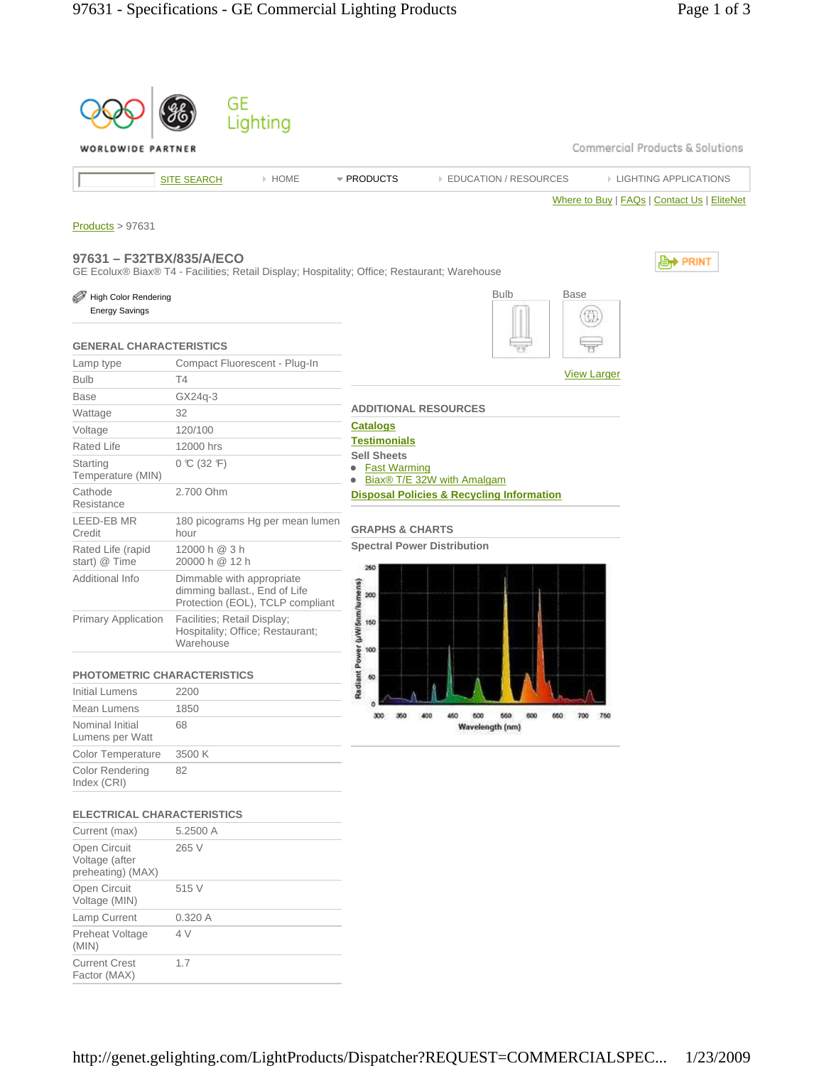GE Lighting

WORLDWIDE PARTNER

Commercial Products & Solutions

SITE SEARCH | HOME | PRODUCTS | EDUCATION / RESOURCES | LIGHTING APPLICATIONS

Where to Buy | FAQs | Contact Us | EliteNet

Products > 97631

## 97631 – F32TBX/835/A/ECO

GE Ecolux® Biax® T4 - Facilities; Retail Display; Hospitality; Office; Restaurant; Warehouse

PRINT

High Color Rendering
Energy Savings

### GENERAL CHARACTERISTICS

| | |
|---|---|
| Lamp type | Compact Fluorescent - Plug-In |
| Bulb | T4 |
| Base | GX24q-3 |
| Wattage | 32 |
| Voltage | 120/100 |
| Rated Life | 12000 hrs |
| Starting Temperature (MIN) | 0 ℃ (32 ℉) |
| Cathode Resistance | 2.700 Ohm |
| LEED-EB MR Credit | 180 picograms Hg per mean lumen hour |
| Rated Life (rapid start) @ Time | 12000 h @ 3 h<br>20000 h @ 12 h |
| Additional Info | Dimmable with appropriate dimming ballast., End of Life Protection (EOL), TCLP compliant |
| Primary Application | Facilities; Retail Display; Hospitality; Office; Restaurant; Warehouse |

### PHOTOMETRIC CHARACTERISTICS

| | |
|---|---|
| Initial Lumens | 2200 |
| Mean Lumens | 1850 |
| Nominal Initial Lumens per Watt | 68 |
| Color Temperature | 3500 K |
| Color Rendering Index (CRI) | 82 |

### ELECTRICAL CHARACTERISTICS

| | |
|---|---|
| Current (max) | 5.2500 A |
| Open Circuit Voltage (after preheating) (MAX) | 265 V |
| Open Circuit Voltage (MIN) | 515 V |
| Lamp Current | 0.320 A |
| Preheat Voltage (MIN) | 4 V |
| Current Crest Factor (MAX) | 1.7 |

Bulb | Base

View Larger

### ADDITIONAL RESOURCES

Catalogs

Testimonials

Sell Sheets

- Fast Warming
- Biax® T/E 32W with Amalgam

Disposal Policies & Recycling Information

### GRAPHS & CHARTS

Spectral Power Distribution

Radiant Power (µW/5nm/lumens)

Wavelength (nm)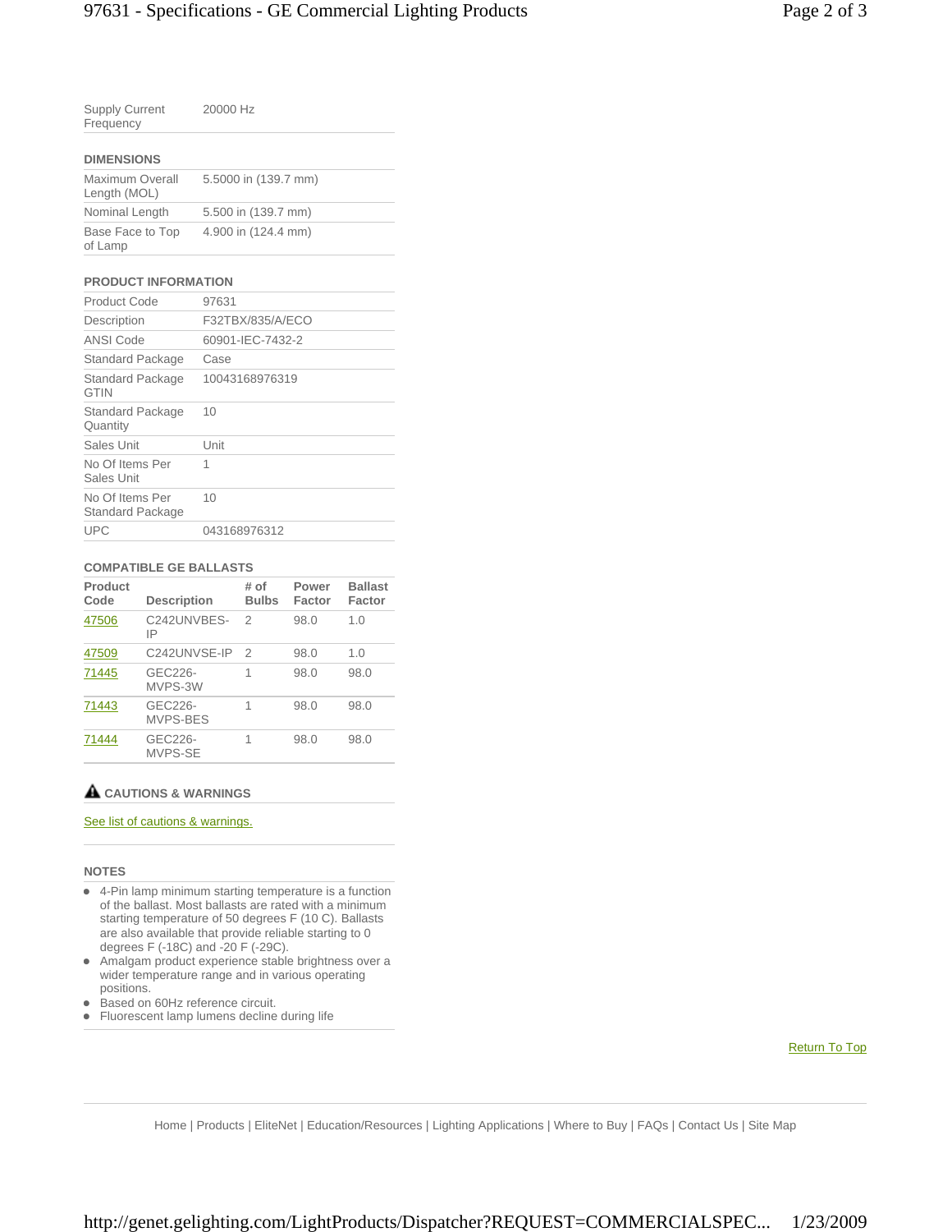| | |
|---|---|
| Supply Current Frequency | 20000 Hz |

## DIMENSIONS

| | |
|---|---|
| Maximum Overall Length (MOL) | 5.5000 in (139.7 mm) |
| Nominal Length | 5.500 in (139.7 mm) |
| Base Face to Top of Lamp | 4.900 in (124.4 mm) |

## PRODUCT INFORMATION

| | |
|---|---|
| Product Code | 97631 |
| Description | F32TBX/835/A/ECO |
| ANSI Code | 60901-IEC-7432-2 |
| Standard Package | Case |
| Standard Package GTIN | 10043168976319 |
| Standard Package Quantity | 10 |
| Sales Unit | Unit |
| No Of Items Per Sales Unit | 1 |
| No Of Items Per Standard Package | 10 |
| UPC | 043168976312 |

## COMPATIBLE GE BALLASTS

| Product Code | Description | # of Bulbs | Power Factor | Ballast Factor |
|---|---|---|---|---|
| 47506 | C242UNVBES-IP | 2 | 98.0 | 1.0 |
| 47509 | C242UNVSE-IP | 2 | 98.0 | 1.0 |
| 71445 | GEC226-MVPS-3W | 1 | 98.0 | 98.0 |
| 71443 | GEC226-MVPS-BES | 1 | 98.0 | 98.0 |
| 71444 | GEC226-MVPS-SE | 1 | 98.0 | 98.0 |

## CAUTIONS & WARNINGS

See list of cautions & warnings.

## NOTES

- 4-Pin lamp minimum starting temperature is a function of the ballast. Most ballasts are rated with a minimum starting temperature of 50 degrees F (10 C). Ballasts are also available that provide reliable starting to 0 degrees F (-18C) and -20 F (-29C).
- Amalgam product experience stable brightness over a wider temperature range and in various operating positions.
- Based on 60Hz reference circuit.
- Fluorescent lamp lumens decline during life

Return To Top

Home | Products | EliteNet | Education/Resources | Lighting Applications | Where to Buy | FAQs | Contact Us | Site Map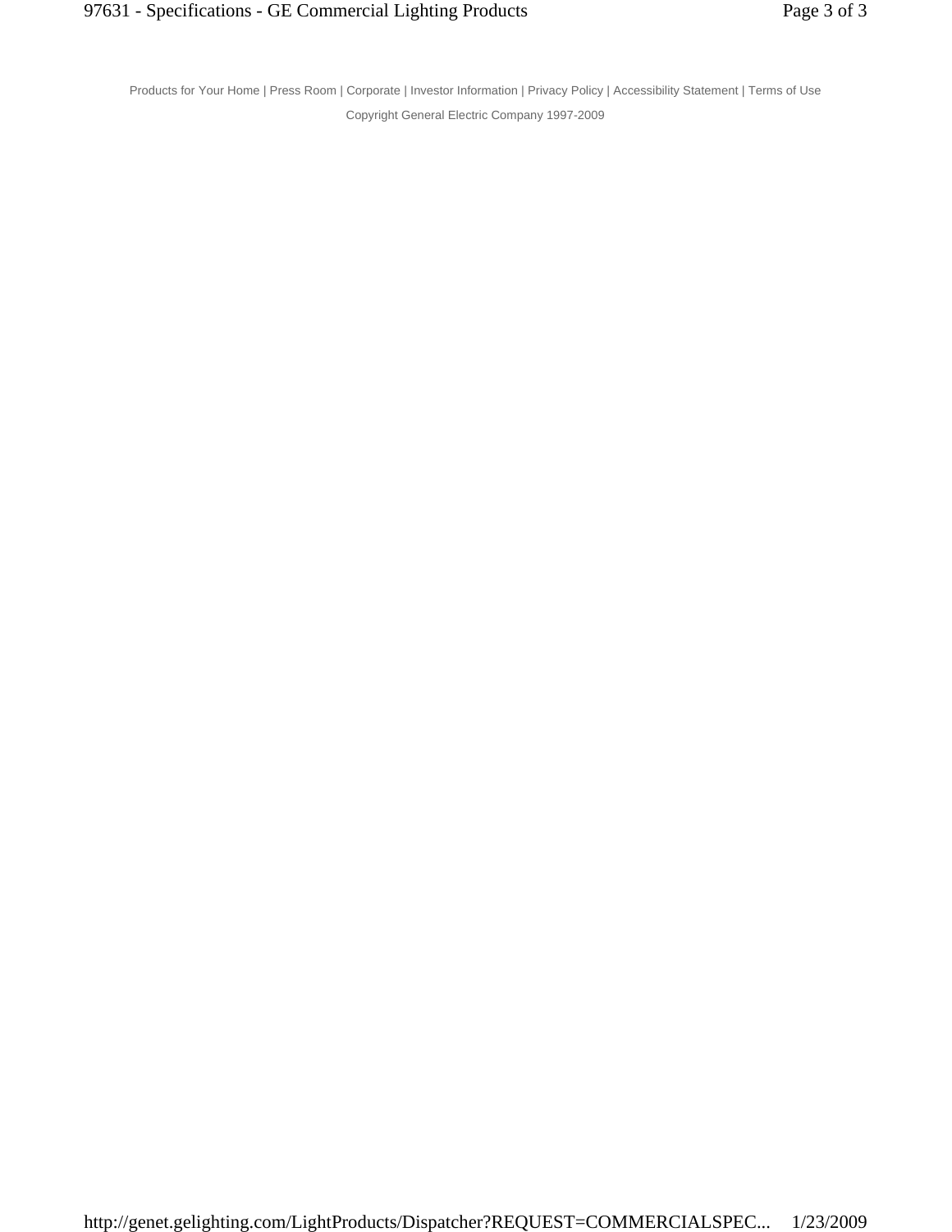Products for Your Home | Press Room | Corporate | Investor Information | Privacy Policy | Accessibility Statement | Terms of Use

Copyright General Electric Company 1997-2009